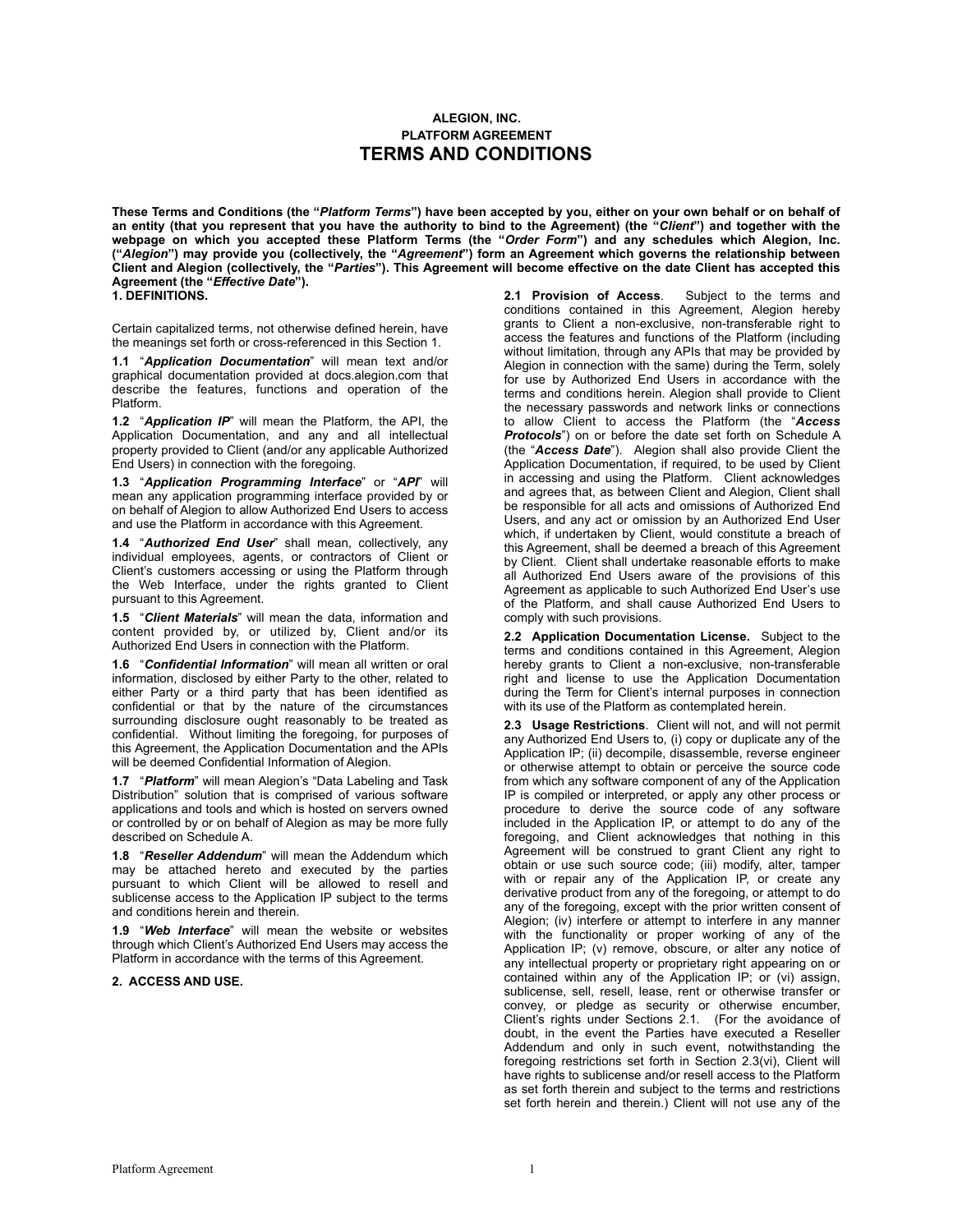**ALEGION, INC.**
**PLATFORM AGREEMENT**

# TERMS AND CONDITIONS

**These Terms and Conditions (the "*Platform Terms*") have been accepted by you, either on your own behalf or on behalf of an entity (that you represent that you have the authority to bind to the Agreement) (the "*Client*") and together with the webpage on which you accepted these Platform Terms (the "*Order Form*") and any schedules which Alegion, Inc. ("*Alegion*") may provide you (collectively, the "*Agreement*") form an Agreement which governs the relationship between Client and Alegion (collectively, the "*Parties*"). This Agreement will become effective on the date Client has accepted this Agreement (the "*Effective Date*").**

## 1. DEFINITIONS.

Certain capitalized terms, not otherwise defined herein, have the meanings set forth or cross-referenced in this Section 1.

**1.1** "***Application Documentation***" will mean text and/or graphical documentation provided at docs.alegion.com that describe the features, functions and operation of the Platform.

**1.2** "***Application IP***" will mean the Platform, the API, the Application Documentation, and any and all intellectual property provided to Client (and/or any applicable Authorized End Users) in connection with the foregoing.

**1.3** "***Application Programming Interface***" or "***API***" will mean any application programming interface provided by or on behalf of Alegion to allow Authorized End Users to access and use the Platform in accordance with this Agreement.

**1.4** "***Authorized End User***" shall mean, collectively, any individual employees, agents, or contractors of Client or Client's customers accessing or using the Platform through the Web Interface, under the rights granted to Client pursuant to this Agreement.

**1.5** "***Client Materials***" will mean the data, information and content provided by, or utilized by, Client and/or its Authorized End Users in connection with the Platform.

**1.6** "***Confidential Information***" will mean all written or oral information, disclosed by either Party to the other, related to either Party or a third party that has been identified as confidential or that by the nature of the circumstances surrounding disclosure ought reasonably to be treated as confidential. Without limiting the foregoing, for purposes of this Agreement, the Application Documentation and the APIs will be deemed Confidential Information of Alegion.

**1.7** "***Platform***" will mean Alegion's "Data Labeling and Task Distribution" solution that is comprised of various software applications and tools and which is hosted on servers owned or controlled by or on behalf of Alegion as may be more fully described on Schedule A.

**1.8** "***Reseller Addendum***" will mean the Addendum which may be attached hereto and executed by the parties pursuant to which Client will be allowed to resell and sublicense access to the Application IP subject to the terms and conditions herein and therein.

**1.9** "***Web Interface***" will mean the website or websites through which Client's Authorized End Users may access the Platform in accordance with the terms of this Agreement.

## 2. ACCESS AND USE.

**2.1 Provision of Access**. Subject to the terms and conditions contained in this Agreement, Alegion hereby grants to Client a non-exclusive, non-transferable right to access the features and functions of the Platform (including without limitation, through any APIs that may be provided by Alegion in connection with the same) during the Term, solely for use by Authorized End Users in accordance with the terms and conditions herein. Alegion shall provide to Client the necessary passwords and network links or connections to allow Client to access the Platform (the "***Access Protocols***") on or before the date set forth on Schedule A (the "***Access Date***"). Alegion shall also provide Client the Application Documentation, if required, to be used by Client in accessing and using the Platform. Client acknowledges and agrees that, as between Client and Alegion, Client shall be responsible for all acts and omissions of Authorized End Users, and any act or omission by an Authorized End User which, if undertaken by Client, would constitute a breach of this Agreement, shall be deemed a breach of this Agreement by Client. Client shall undertake reasonable efforts to make all Authorized End Users aware of the provisions of this Agreement as applicable to such Authorized End User's use of the Platform, and shall cause Authorized End Users to comply with such provisions.

**2.2 Application Documentation License.** Subject to the terms and conditions contained in this Agreement, Alegion hereby grants to Client a non-exclusive, non-transferable right and license to use the Application Documentation during the Term for Client's internal purposes in connection with its use of the Platform as contemplated herein.

**2.3 Usage Restrictions**. Client will not, and will not permit any Authorized End Users to, (i) copy or duplicate any of the Application IP; (ii) decompile, disassemble, reverse engineer or otherwise attempt to obtain or perceive the source code from which any software component of any of the Application IP is compiled or interpreted, or apply any other process or procedure to derive the source code of any software included in the Application IP, or attempt to do any of the foregoing, and Client acknowledges that nothing in this Agreement will be construed to grant Client any right to obtain or use such source code; (iii) modify, alter, tamper with or repair any of the Application IP, or create any derivative product from any of the foregoing, or attempt to do any of the foregoing, except with the prior written consent of Alegion; (iv) interfere or attempt to interfere in any manner with the functionality or proper working of any of the Application IP; (v) remove, obscure, or alter any notice of any intellectual property or proprietary right appearing on or contained within any of the Application IP; or (vi) assign, sublicense, sell, resell, lease, rent or otherwise transfer or convey, or pledge as security or otherwise encumber, Client's rights under Sections 2.1. (For the avoidance of doubt, in the event the Parties have executed a Reseller Addendum and only in such event, notwithstanding the foregoing restrictions set forth in Section 2.3(vi), Client will have rights to sublicense and/or resell access to the Platform as set forth therein and subject to the terms and restrictions set forth herein and therein.) Client will not use any of the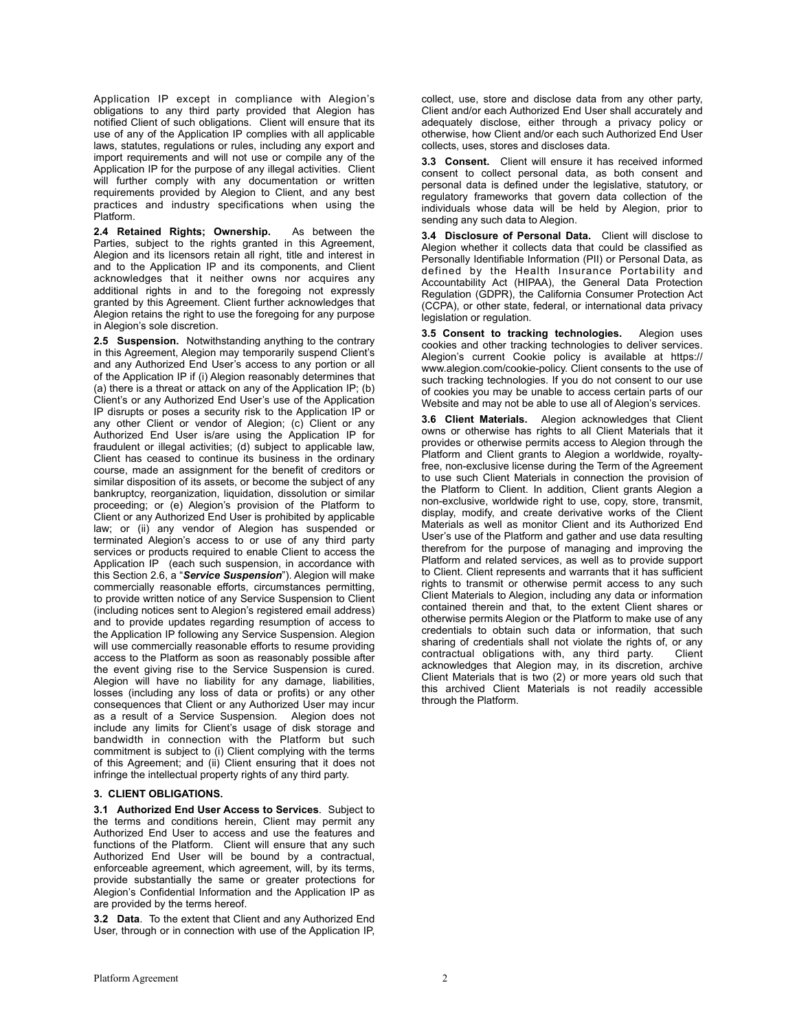Application IP except in compliance with Alegion's obligations to any third party provided that Alegion has notified Client of such obligations. Client will ensure that its use of any of the Application IP complies with all applicable laws, statutes, regulations or rules, including any export and import requirements and will not use or compile any of the Application IP for the purpose of any illegal activities. Client will further comply with any documentation or written requirements provided by Alegion to Client, and any best practices and industry specifications when using the Platform.

**2.4 Retained Rights; Ownership.** As between the Parties, subject to the rights granted in this Agreement, Alegion and its licensors retain all right, title and interest in and to the Application IP and its components, and Client acknowledges that it neither owns nor acquires any additional rights in and to the foregoing not expressly granted by this Agreement. Client further acknowledges that Alegion retains the right to use the foregoing for any purpose in Alegion's sole discretion.

**2.5 Suspension.** Notwithstanding anything to the contrary in this Agreement, Alegion may temporarily suspend Client's and any Authorized End User's access to any portion or all of the Application IP if (i) Alegion reasonably determines that (a) there is a threat or attack on any of the Application IP; (b) Client's or any Authorized End User's use of the Application IP disrupts or poses a security risk to the Application IP or any other Client or vendor of Alegion; (c) Client or any Authorized End User is/are using the Application IP for fraudulent or illegal activities; (d) subject to applicable law, Client has ceased to continue its business in the ordinary course, made an assignment for the benefit of creditors or similar disposition of its assets, or become the subject of any bankruptcy, reorganization, liquidation, dissolution or similar proceeding; or (e) Alegion's provision of the Platform to Client or any Authorized End User is prohibited by applicable law; or (ii) any vendor of Alegion has suspended or terminated Alegion's access to or use of any third party services or products required to enable Client to access the Application IP (each such suspension, in accordance with this Section 2.6, a "***Service Suspension***"). Alegion will make commercially reasonable efforts, circumstances permitting, to provide written notice of any Service Suspension to Client (including notices sent to Alegion's registered email address) and to provide updates regarding resumption of access to the Application IP following any Service Suspension. Alegion will use commercially reasonable efforts to resume providing access to the Platform as soon as reasonably possible after the event giving rise to the Service Suspension is cured. Alegion will have no liability for any damage, liabilities, losses (including any loss of data or profits) or any other consequences that Client or any Authorized User may incur as a result of a Service Suspension. Alegion does not include any limits for Client's usage of disk storage and bandwidth in connection with the Platform but such commitment is subject to (i) Client complying with the terms of this Agreement; and (ii) Client ensuring that it does not infringe the intellectual property rights of any third party.

**3. CLIENT OBLIGATIONS.**

**3.1 Authorized End User Access to Services**. Subject to the terms and conditions herein, Client may permit any Authorized End User to access and use the features and functions of the Platform. Client will ensure that any such Authorized End User will be bound by a contractual, enforceable agreement, which agreement, will, by its terms, provide substantially the same or greater protections for Alegion's Confidential Information and the Application IP as are provided by the terms hereof.

**3.2 Data**. To the extent that Client and any Authorized End User, through or in connection with use of the Application IP, collect, use, store and disclose data from any other party, Client and/or each Authorized End User shall accurately and adequately disclose, either through a privacy policy or otherwise, how Client and/or each such Authorized End User collects, uses, stores and discloses data.

**3.3 Consent.** Client will ensure it has received informed consent to collect personal data, as both consent and personal data is defined under the legislative, statutory, or regulatory frameworks that govern data collection of the individuals whose data will be held by Alegion, prior to sending any such data to Alegion.

**3.4 Disclosure of Personal Data.** Client will disclose to Alegion whether it collects data that could be classified as Personally Identifiable Information (PII) or Personal Data, as defined by the Health Insurance Portability and Accountability Act (HIPAA), the General Data Protection Regulation (GDPR), the California Consumer Protection Act (CCPA), or other state, federal, or international data privacy legislation or regulation.

**3.5 Consent to tracking technologies.** Alegion uses cookies and other tracking technologies to deliver services. Alegion's current Cookie policy is available at https://www.alegion.com/cookie-policy. Client consents to the use of such tracking technologies. If you do not consent to our use of cookies you may be unable to access certain parts of our Website and may not be able to use all of Alegion's services.

**3.6 Client Materials.** Alegion acknowledges that Client owns or otherwise has rights to all Client Materials that it provides or otherwise permits access to Alegion through the Platform and Client grants to Alegion a worldwide, royalty-free, non-exclusive license during the Term of the Agreement to use such Client Materials in connection the provision of the Platform to Client. In addition, Client grants Alegion a non-exclusive, worldwide right to use, copy, store, transmit, display, modify, and create derivative works of the Client Materials as well as monitor Client and its Authorized End User's use of the Platform and gather and use data resulting therefrom for the purpose of managing and improving the Platform and related services, as well as to provide support to Client. Client represents and warrants that it has sufficient rights to transmit or otherwise permit access to any such Client Materials to Alegion, including any data or information contained therein and that, to the extent Client shares or otherwise permits Alegion or the Platform to make use of any credentials to obtain such data or information, that such sharing of credentials shall not violate the rights of, or any contractual obligations with, any third party. Client acknowledges that Alegion may, in its discretion, archive Client Materials that is two (2) or more years old such that this archived Client Materials is not readily accessible through the Platform.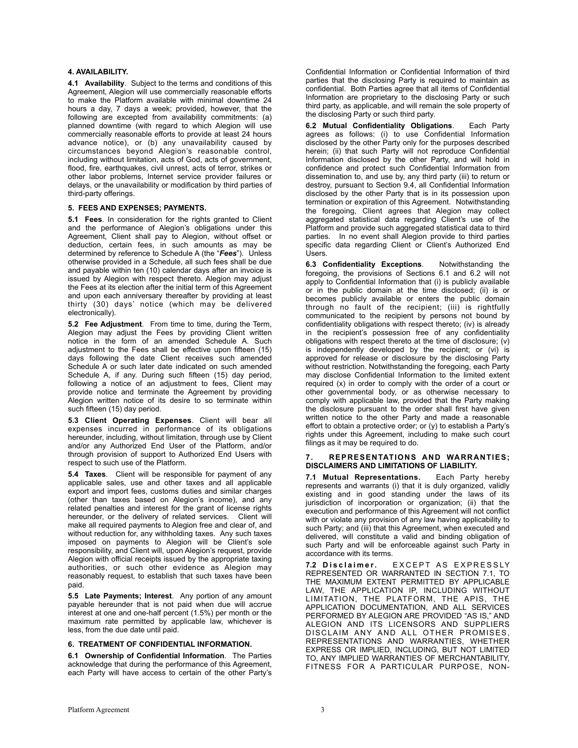### 4. AVAILABILITY.

**4.1 Availability**. Subject to the terms and conditions of this Agreement, Alegion will use commercially reasonable efforts to make the Platform available with minimal downtime 24 hours a day, 7 days a week; provided, however, that the following are excepted from availability commitments: (a) planned downtime (with regard to which Alegion will use commercially reasonable efforts to provide at least 24 hours advance notice), or (b) any unavailability caused by circumstances beyond Alegion's reasonable control, including without limitation, acts of God, acts of government, flood, fire, earthquakes, civil unrest, acts of terror, strikes or other labor problems, Internet service provider failures or delays, or the unavailability or modification by third parties of third-party offerings.

### 5. FEES AND EXPENSES; PAYMENTS.

**5.1 Fees**. In consideration for the rights granted to Client and the performance of Alegion's obligations under this Agreement, Client shall pay to Alegion, without offset or deduction, certain fees, in such amounts as may be determined by reference to Schedule A (the "***Fees***"). Unless otherwise provided in a Schedule, all such fees shall be due and payable within ten (10) calendar days after an invoice is issued by Alegion with respect thereto. Alegion may adjust the Fees at its election after the initial term of this Agreement and upon each anniversary thereafter by providing at least thirty (30) days' notice (which may be delivered electronically).

**5.2 Fee Adjustment**. From time to time, during the Term, Alegion may adjust the Fees by providing Client written notice in the form of an amended Schedule A. Such adjustment to the Fees shall be effective upon fifteen (15) days following the date Client receives such amended Schedule A or such later date indicated on such amended Schedule A, if any. During such fifteen (15) day period, following a notice of an adjustment to fees, Client may provide notice and terminate the Agreement by providing Alegion written notice of its desire to so terminate within such fifteen (15) day period.

**5.3 Client Operating Expenses**. Client will bear all expenses incurred in performance of its obligations hereunder, including, without limitation, through use by Client and/or any Authorized End User of the Platform, and/or through provision of support to Authorized End Users with respect to such use of the Platform.

**5.4 Taxes**. Client will be responsible for payment of any applicable sales, use and other taxes and all applicable export and import fees, customs duties and similar charges (other than taxes based on Alegion's income), and any related penalties and interest for the grant of license rights hereunder, or the delivery of related services. Client will make all required payments to Alegion free and clear of, and without reduction for, any withholding taxes. Any such taxes imposed on payments to Alegion will be Client's sole responsibility, and Client will, upon Alegion's request, provide Alegion with official receipts issued by the appropriate taxing authorities, or such other evidence as Alegion may reasonably request, to establish that such taxes have been paid.

**5.5 Late Payments; Interest**. Any portion of any amount payable hereunder that is not paid when due will accrue interest at one and one-half percent (1.5%) per month or the maximum rate permitted by applicable law, whichever is less, from the due date until paid.

### 6. TREATMENT OF CONFIDENTIAL INFORMATION.

**6.1 Ownership of Confidential Information**. The Parties acknowledge that during the performance of this Agreement, each Party will have access to certain of the other Party's Confidential Information or Confidential Information of third parties that the disclosing Party is required to maintain as confidential. Both Parties agree that all items of Confidential Information are proprietary to the disclosing Party or such third party, as applicable, and will remain the sole property of the disclosing Party or such third party.

**6.2 Mutual Confidentiality Obligations**. Each Party agrees as follows: (i) to use Confidential Information disclosed by the other Party only for the purposes described herein; (ii) that such Party will not reproduce Confidential Information disclosed by the other Party, and will hold in confidence and protect such Confidential Information from dissemination to, and use by, any third party (iii) to return or destroy, pursuant to Section 9.4, all Confidential Information disclosed by the other Party that is in its possession upon termination or expiration of this Agreement. Notwithstanding the foregoing, Client agrees that Alegion may collect aggregated statistical data regarding Client's use of the Platform and provide such aggregated statistical data to third parties. In no event shall Alegion provide to third parties specific data regarding Client or Client's Authorized End Users.

**6.3 Confidentiality Exceptions**. Notwithstanding the foregoing, the provisions of Sections 6.1 and 6.2 will not apply to Confidential Information that (i) is publicly available or in the public domain at the time disclosed; (ii) is or becomes publicly available or enters the public domain through no fault of the recipient; (iii) is rightfully communicated to the recipient by persons not bound by confidentiality obligations with respect thereto; (iv) is already in the recipient's possession free of any confidentiality obligations with respect thereto at the time of disclosure; (v) is independently developed by the recipient; or (vi) is approved for release or disclosure by the disclosing Party without restriction. Notwithstanding the foregoing, each Party may disclose Confidential Information to the limited extent required (x) in order to comply with the order of a court or other governmental body, or as otherwise necessary to comply with applicable law, provided that the Party making the disclosure pursuant to the order shall first have given written notice to the other Party and made a reasonable effort to obtain a protective order; or (y) to establish a Party's rights under this Agreement, including to make such court filings as it may be required to do.

### 7. REPRESENTATIONS AND WARRANTIES; DISCLAIMERS AND LIMITATIONS OF LIABILITY.

**7.1 Mutual Representations.** Each Party hereby represents and warrants (i) that it is duly organized, validly existing and in good standing under the laws of its jurisdiction of incorporation or organization; (ii) that the execution and performance of this Agreement will not conflict with or violate any provision of any law having applicability to such Party; and (iii) that this Agreement, when executed and delivered, will constitute a valid and binding obligation of such Party and will be enforceable against such Party in accordance with its terms.

**7.2 Disclaimer.** EXCEPT AS EXPRESSLY REPRESENTED OR WARRANTED IN SECTION 7.1, TO THE MAXIMUM EXTENT PERMITTED BY APPLICABLE LAW, THE APPLICATION IP, INCLUDING WITHOUT LIMITATION, THE PLATFORM, THE APIS, THE APPLICATION DOCUMENTATION, AND ALL SERVICES PERFORMED BY ALEGION ARE PROVIDED "AS IS," AND ALEGION AND ITS LICENSORS AND SUPPLIERS DISCLAIM ANY AND ALL OTHER PROMISES, REPRESENTATIONS AND WARRANTIES, WHETHER EXPRESS OR IMPLIED, INCLUDING, BUT NOT LIMITED TO, ANY IMPLIED WARRANTIES OF MERCHANTABILITY, FITNESS FOR A PARTICULAR PURPOSE, NON-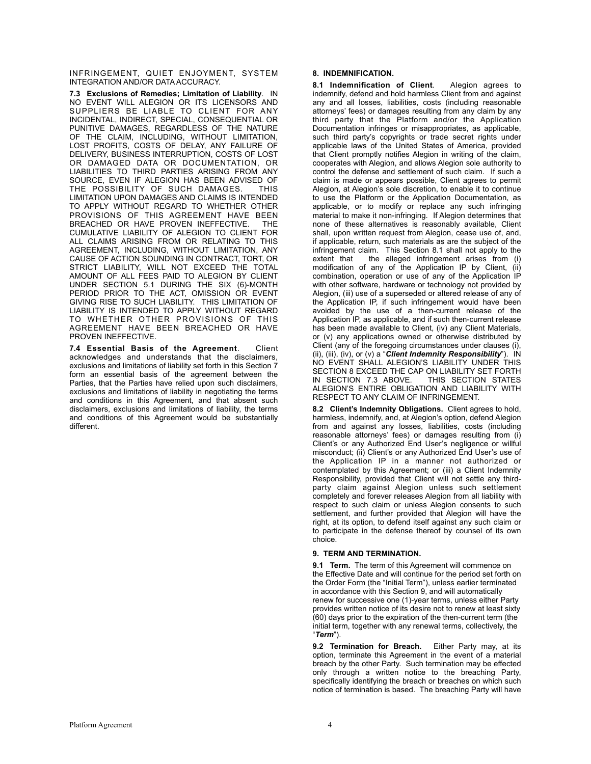INFRINGEMENT, QUIET ENJOYMENT, SYSTEM INTEGRATION AND/OR DATA ACCURACY.

**7.3 Exclusions of Remedies; Limitation of Liability**. IN NO EVENT WILL ALEGION OR ITS LICENSORS AND SUPPLIERS BE LIABLE TO CLIENT FOR ANY INCIDENTAL, INDIRECT, SPECIAL, CONSEQUENTIAL OR PUNITIVE DAMAGES, REGARDLESS OF THE NATURE OF THE CLAIM, INCLUDING, WITHOUT LIMITATION, LOST PROFITS, COSTS OF DELAY, ANY FAILURE OF DELIVERY, BUSINESS INTERRUPTION, COSTS OF LOST OR DAMAGED DATA OR DOCUMENTATION, OR LIABILITIES TO THIRD PARTIES ARISING FROM ANY SOURCE, EVEN IF ALEGION HAS BEEN ADVISED OF THE POSSIBILITY OF SUCH DAMAGES. THIS LIMITATION UPON DAMAGES AND CLAIMS IS INTENDED TO APPLY WITHOUT REGARD TO WHETHER OTHER PROVISIONS OF THIS AGREEMENT HAVE BEEN BREACHED OR HAVE PROVEN INEFFECTIVE. THE CUMULATIVE LIABILITY OF ALEGION TO CLIENT FOR ALL CLAIMS ARISING FROM OR RELATING TO THIS AGREEMENT, INCLUDING, WITHOUT LIMITATION, ANY CAUSE OF ACTION SOUNDING IN CONTRACT, TORT, OR STRICT LIABILITY, WILL NOT EXCEED THE TOTAL AMOUNT OF ALL FEES PAID TO ALEGION BY CLIENT UNDER SECTION 5.1 DURING THE SIX (6)-MONTH PERIOD PRIOR TO THE ACT, OMISSION OR EVENT GIVING RISE TO SUCH LIABILITY. THIS LIMITATION OF LIABILITY IS INTENDED TO APPLY WITHOUT REGARD TO WHETHER OTHER PROVISIONS OF THIS AGREEMENT HAVE BEEN BREACHED OR HAVE PROVEN INEFFECTIVE.

**7.4 Essential Basis of the Agreement**. Client acknowledges and understands that the disclaimers, exclusions and limitations of liability set forth in this Section 7 form an essential basis of the agreement between the Parties, that the Parties have relied upon such disclaimers, exclusions and limitations of liability in negotiating the terms and conditions in this Agreement, and that absent such disclaimers, exclusions and limitations of liability, the terms and conditions of this Agreement would be substantially different.

**8. INDEMNIFICATION.**

**8.1 Indemnification of Client**. Alegion agrees to indemnify, defend and hold harmless Client from and against any and all losses, liabilities, costs (including reasonable attorneys' fees) or damages resulting from any claim by any third party that the Platform and/or the Application Documentation infringes or misappropriates, as applicable, such third party's copyrights or trade secret rights under applicable laws of the United States of America, provided that Client promptly notifies Alegion in writing of the claim, cooperates with Alegion, and allows Alegion sole authority to control the defense and settlement of such claim. If such a claim is made or appears possible, Client agrees to permit Alegion, at Alegion's sole discretion, to enable it to continue to use the Platform or the Application Documentation, as applicable, or to modify or replace any such infringing material to make it non-infringing. If Alegion determines that none of these alternatives is reasonably available, Client shall, upon written request from Alegion, cease use of, and, if applicable, return, such materials as are the subject of the infringement claim. This Section 8.1 shall not apply to the extent that the alleged infringement arises from (i) modification of any of the Application IP by Client, (ii) combination, operation or use of any of the Application IP with other software, hardware or technology not provided by Alegion, (iii) use of a superseded or altered release of any of the Application IP, if such infringement would have been avoided by the use of a then-current release of the Application IP, as applicable, and if such then-current release has been made available to Client, (iv) any Client Materials, or (v) any applications owned or otherwise distributed by Client (any of the foregoing circumstances under clauses (i), (ii), (iii), (iv), or (v) a "***Client Indemnity Responsibility***"). IN NO EVENT SHALL ALEGION'S LIABILITY UNDER THIS SECTION 8 EXCEED THE CAP ON LIABILITY SET FORTH IN SECTION 7.3 ABOVE. THIS SECTION STATES ALEGION'S ENTIRE OBLIGATION AND LIABILITY WITH RESPECT TO ANY CLAIM OF INFRINGEMENT.

**8.2 Client's Indemnity Obligations.** Client agrees to hold, harmless, indemnify, and, at Alegion's option, defend Alegion from and against any losses, liabilities, costs (including reasonable attorneys' fees) or damages resulting from (i) Client's or any Authorized End User's negligence or willful misconduct; (ii) Client's or any Authorized End User's use of the Application IP in a manner not authorized or contemplated by this Agreement; or (iii) a Client Indemnity Responsibility, provided that Client will not settle any third-party claim against Alegion unless such settlement completely and forever releases Alegion from all liability with respect to such claim or unless Alegion consents to such settlement, and further provided that Alegion will have the right, at its option, to defend itself against any such claim or to participate in the defense thereof by counsel of its own choice.

**9. TERM AND TERMINATION.**

**9.1 Term.** The term of this Agreement will commence on the Effective Date and will continue for the period set forth on the Order Form (the "Initial Term"), unless earlier terminated in accordance with this Section 9, and will automatically renew for successive one (1)-year terms, unless either Party provides written notice of its desire not to renew at least sixty (60) days prior to the expiration of the then-current term (the initial term, together with any renewal terms, collectively, the "***Term***").

**9.2 Termination for Breach.** Either Party may, at its option, terminate this Agreement in the event of a material breach by the other Party. Such termination may be effected only through a written notice to the breaching Party, specifically identifying the breach or breaches on which such notice of termination is based. The breaching Party will have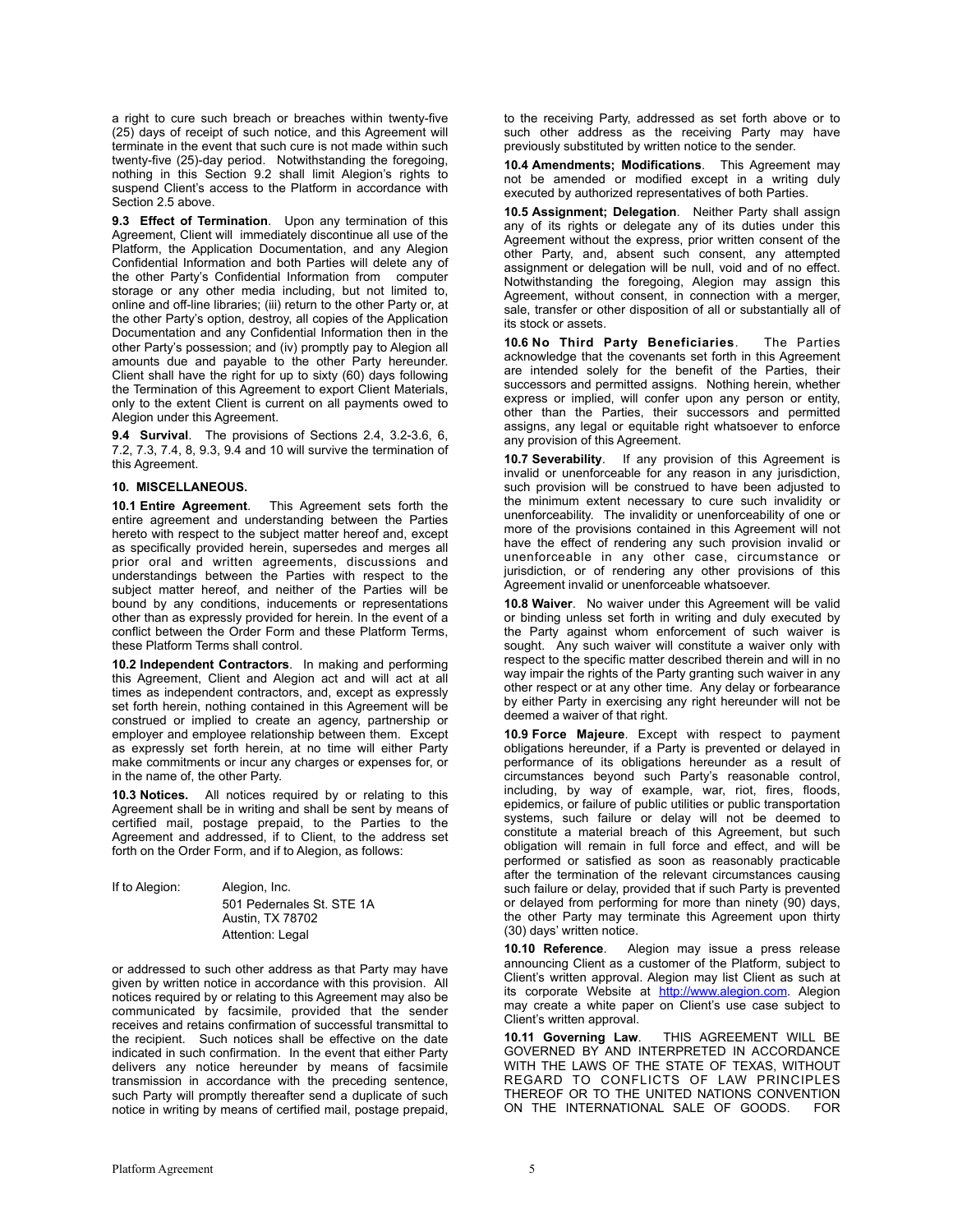a right to cure such breach or breaches within twenty-five (25) days of receipt of such notice, and this Agreement will terminate in the event that such cure is not made within such twenty-five (25)-day period. Notwithstanding the foregoing, nothing in this Section 9.2 shall limit Alegion's rights to suspend Client's access to the Platform in accordance with Section 2.5 above.

**9.3 Effect of Termination**. Upon any termination of this Agreement, Client will immediately discontinue all use of the Platform, the Application Documentation, and any Alegion Confidential Information and both Parties will delete any of the other Party's Confidential Information from computer storage or any other media including, but not limited to, online and off-line libraries; (iii) return to the other Party or, at the other Party's option, destroy, all copies of the Application Documentation and any Confidential Information then in the other Party's possession; and (iv) promptly pay to Alegion all amounts due and payable to the other Party hereunder. Client shall have the right for up to sixty (60) days following the Termination of this Agreement to export Client Materials, only to the extent Client is current on all payments owed to Alegion under this Agreement.

**9.4 Survival**. The provisions of Sections 2.4, 3.2-3.6, 6, 7.2, 7.3, 7.4, 8, 9.3, 9.4 and 10 will survive the termination of this Agreement.

**10. MISCELLANEOUS.**

**10.1 Entire Agreement**. This Agreement sets forth the entire agreement and understanding between the Parties hereto with respect to the subject matter hereof and, except as specifically provided herein, supersedes and merges all prior oral and written agreements, discussions and understandings between the Parties with respect to the subject matter hereof, and neither of the Parties will be bound by any conditions, inducements or representations other than as expressly provided for herein. In the event of a conflict between the Order Form and these Platform Terms, these Platform Terms shall control.

**10.2 Independent Contractors**. In making and performing this Agreement, Client and Alegion act and will act at all times as independent contractors, and, except as expressly set forth herein, nothing contained in this Agreement will be construed or implied to create an agency, partnership or employer and employee relationship between them. Except as expressly set forth herein, at no time will either Party make commitments or incur any charges or expenses for, or in the name of, the other Party.

**10.3 Notices.** All notices required by or relating to this Agreement shall be in writing and shall be sent by means of certified mail, postage prepaid, to the Parties to the Agreement and addressed, if to Client, to the address set forth on the Order Form, and if to Alegion, as follows:

If to Alegion: Alegion, Inc.
501 Pedernales St. STE 1A
Austin, TX 78702
Attention: Legal

or addressed to such other address as that Party may have given by written notice in accordance with this provision. All notices required by or relating to this Agreement may also be communicated by facsimile, provided that the sender receives and retains confirmation of successful transmittal to the recipient. Such notices shall be effective on the date indicated in such confirmation. In the event that either Party delivers any notice hereunder by means of facsimile transmission in accordance with the preceding sentence, such Party will promptly thereafter send a duplicate of such notice in writing by means of certified mail, postage prepaid, to the receiving Party, addressed as set forth above or to such other address as the receiving Party may have previously substituted by written notice to the sender.

**10.4 Amendments; Modifications**. This Agreement may not be amended or modified except in a writing duly executed by authorized representatives of both Parties.

**10.5 Assignment; Delegation**. Neither Party shall assign any of its rights or delegate any of its duties under this Agreement without the express, prior written consent of the other Party, and, absent such consent, any attempted assignment or delegation will be null, void and of no effect. Notwithstanding the foregoing, Alegion may assign this Agreement, without consent, in connection with a merger, sale, transfer or other disposition of all or substantially all of its stock or assets.

**10.6 No Third Party Beneficiaries**. The Parties acknowledge that the covenants set forth in this Agreement are intended solely for the benefit of the Parties, their successors and permitted assigns. Nothing herein, whether express or implied, will confer upon any person or entity, other than the Parties, their successors and permitted assigns, any legal or equitable right whatsoever to enforce any provision of this Agreement.

**10.7 Severability**. If any provision of this Agreement is invalid or unenforceable for any reason in any jurisdiction, such provision will be construed to have been adjusted to the minimum extent necessary to cure such invalidity or unenforceability. The invalidity or unenforceability of one or more of the provisions contained in this Agreement will not have the effect of rendering any such provision invalid or unenforceable in any other case, circumstance or jurisdiction, or of rendering any other provisions of this Agreement invalid or unenforceable whatsoever.

**10.8 Waiver**. No waiver under this Agreement will be valid or binding unless set forth in writing and duly executed by the Party against whom enforcement of such waiver is sought. Any such waiver will constitute a waiver only with respect to the specific matter described therein and will in no way impair the rights of the Party granting such waiver in any other respect or at any other time. Any delay or forbearance by either Party in exercising any right hereunder will not be deemed a waiver of that right.

**10.9 Force Majeure**. Except with respect to payment obligations hereunder, if a Party is prevented or delayed in performance of its obligations hereunder as a result of circumstances beyond such Party's reasonable control, including, by way of example, war, riot, fires, floods, epidemics, or failure of public utilities or public transportation systems, such failure or delay will not be deemed to constitute a material breach of this Agreement, but such obligation will remain in full force and effect, and will be performed or satisfied as soon as reasonably practicable after the termination of the relevant circumstances causing such failure or delay, provided that if such Party is prevented or delayed from performing for more than ninety (90) days, the other Party may terminate this Agreement upon thirty (30) days' written notice.

**10.10 Reference**. Alegion may issue a press release announcing Client as a customer of the Platform, subject to Client's written approval. Alegion may list Client as such at its corporate Website at http://www.alegion.com. Alegion may create a white paper on Client's use case subject to Client's written approval.

**10.11 Governing Law**. THIS AGREEMENT WILL BE GOVERNED BY AND INTERPRETED IN ACCORDANCE WITH THE LAWS OF THE STATE OF TEXAS, WITHOUT REGARD TO CONFLICTS OF LAW PRINCIPLES THEREOF OR TO THE UNITED NATIONS CONVENTION ON THE INTERNATIONAL SALE OF GOODS. FOR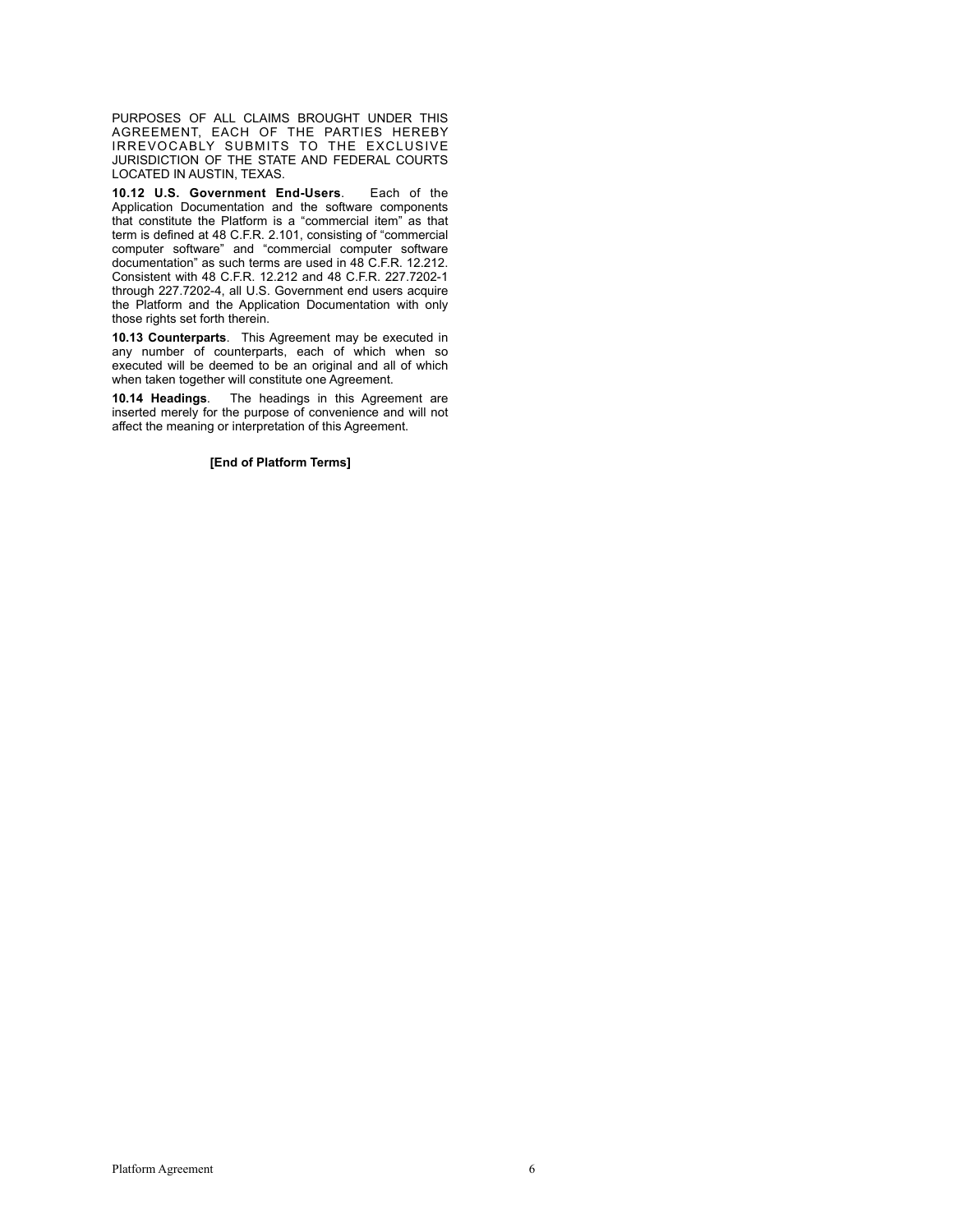PURPOSES OF ALL CLAIMS BROUGHT UNDER THIS AGREEMENT, EACH OF THE PARTIES HEREBY IRREVOCABLY SUBMITS TO THE EXCLUSIVE JURISDICTION OF THE STATE AND FEDERAL COURTS LOCATED IN AUSTIN, TEXAS.

**10.12 U.S. Government End-Users**. Each of the Application Documentation and the software components that constitute the Platform is a "commercial item" as that term is defined at 48 C.F.R. 2.101, consisting of "commercial computer software" and "commercial computer software documentation" as such terms are used in 48 C.F.R. 12.212. Consistent with 48 C.F.R. 12.212 and 48 C.F.R. 227.7202-1 through 227.7202-4, all U.S. Government end users acquire the Platform and the Application Documentation with only those rights set forth therein.

**10.13 Counterparts**. This Agreement may be executed in any number of counterparts, each of which when so executed will be deemed to be an original and all of which when taken together will constitute one Agreement.

**10.14 Headings**. The headings in this Agreement are inserted merely for the purpose of convenience and will not affect the meaning or interpretation of this Agreement.

**[End of Platform Terms]**